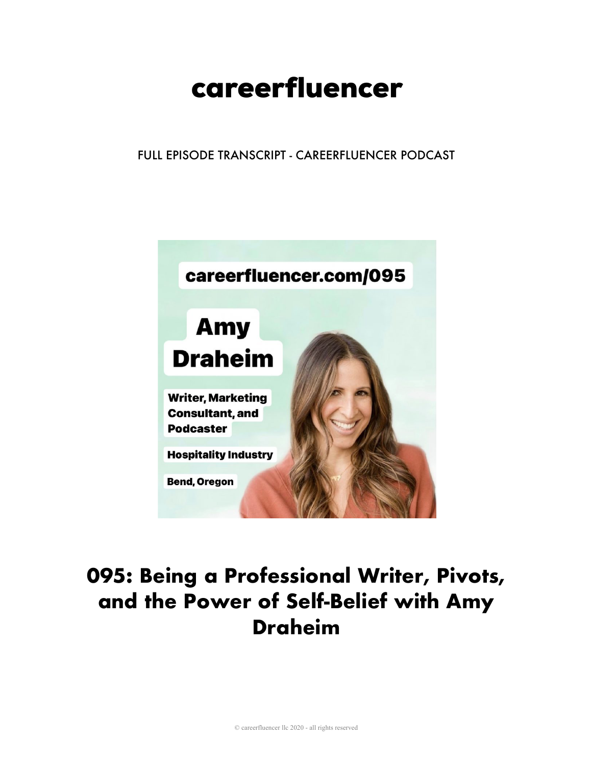# careerfluencer

FULL EPISODE TRANSCRIPT - CAREERFLUENCER PODCAST

careerfluencer.com/095

Amy Draheim

Writer, Marketing Consultant, and Podcaster

Hospitality Industry

Bend, Oregon

# 095: Being a Professional Writer, Pivots, and the Power of Self-Belief with Amy Draheim

© careerfluencer llc 2020 - all rights reserved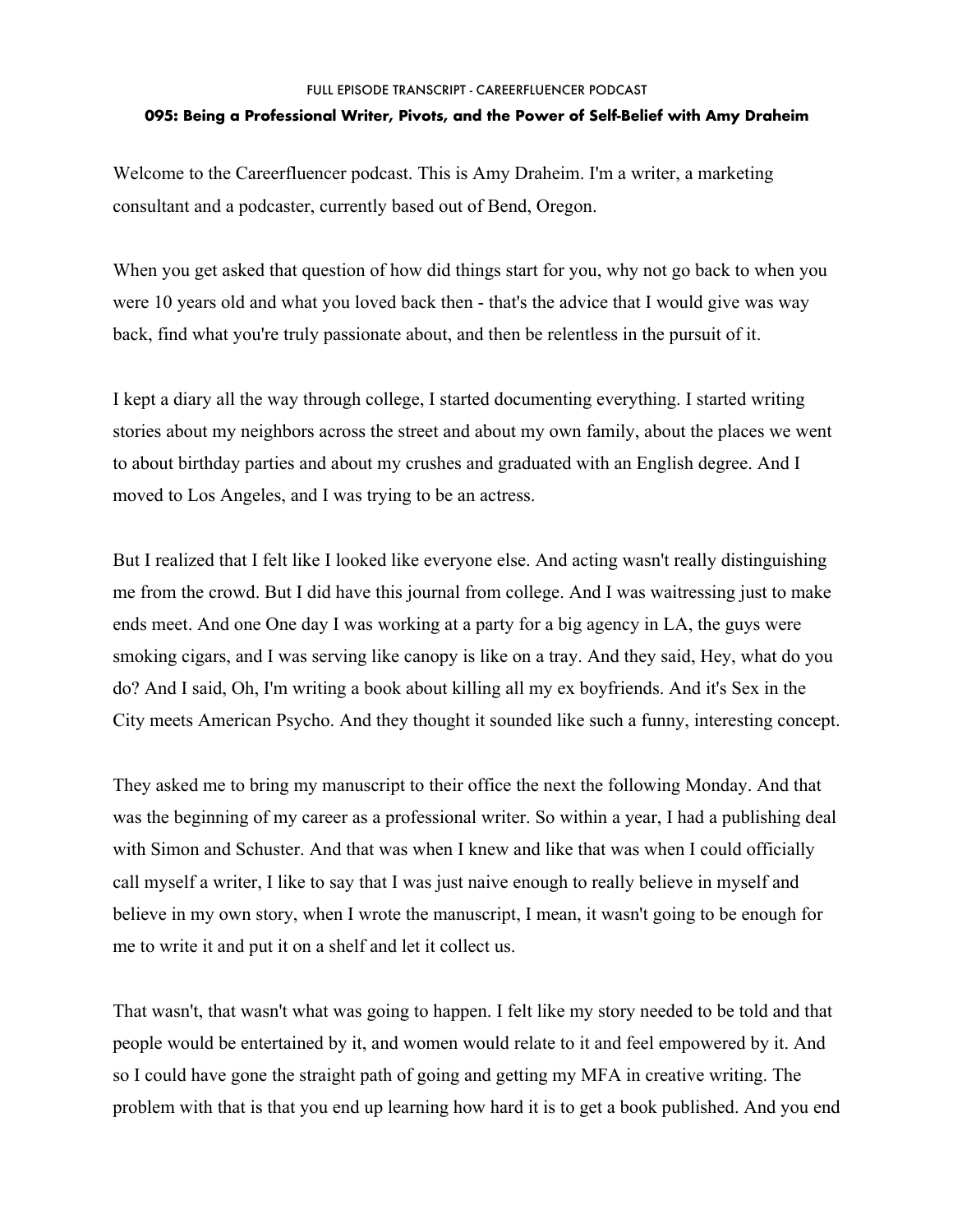Welcome to the Careerfluencer podcast. This is Amy Draheim. I'm a writer, a marketing consultant and a podcaster, currently based out of Bend, Oregon.

When you get asked that question of how did things start for you, why not go back to when you were 10 years old and what you loved back then - that's the advice that I would give was way back, find what you're truly passionate about, and then be relentless in the pursuit of it.

I kept a diary all the way through college, I started documenting everything. I started writing stories about my neighbors across the street and about my own family, about the places we went to about birthday parties and about my crushes and graduated with an English degree. And I moved to Los Angeles, and I was trying to be an actress.

But I realized that I felt like I looked like everyone else. And acting wasn't really distinguishing me from the crowd. But I did have this journal from college. And I was waitressing just to make ends meet. And one One day I was working at a party for a big agency in LA, the guys were smoking cigars, and I was serving like canopy is like on a tray. And they said, Hey, what do you do? And I said, Oh, I'm writing a book about killing all my ex boyfriends. And it's Sex in the City meets American Psycho. And they thought it sounded like such a funny, interesting concept.

They asked me to bring my manuscript to their office the next the following Monday. And that was the beginning of my career as a professional writer. So within a year, I had a publishing deal with Simon and Schuster. And that was when I knew and like that was when I could officially call myself a writer, I like to say that I was just naive enough to really believe in myself and believe in my own story, when I wrote the manuscript, I mean, it wasn't going to be enough for me to write it and put it on a shelf and let it collect us.

That wasn't, that wasn't what was going to happen. I felt like my story needed to be told and that people would be entertained by it, and women would relate to it and feel empowered by it. And so I could have gone the straight path of going and getting my MFA in creative writing. The problem with that is that you end up learning how hard it is to get a book published. And you end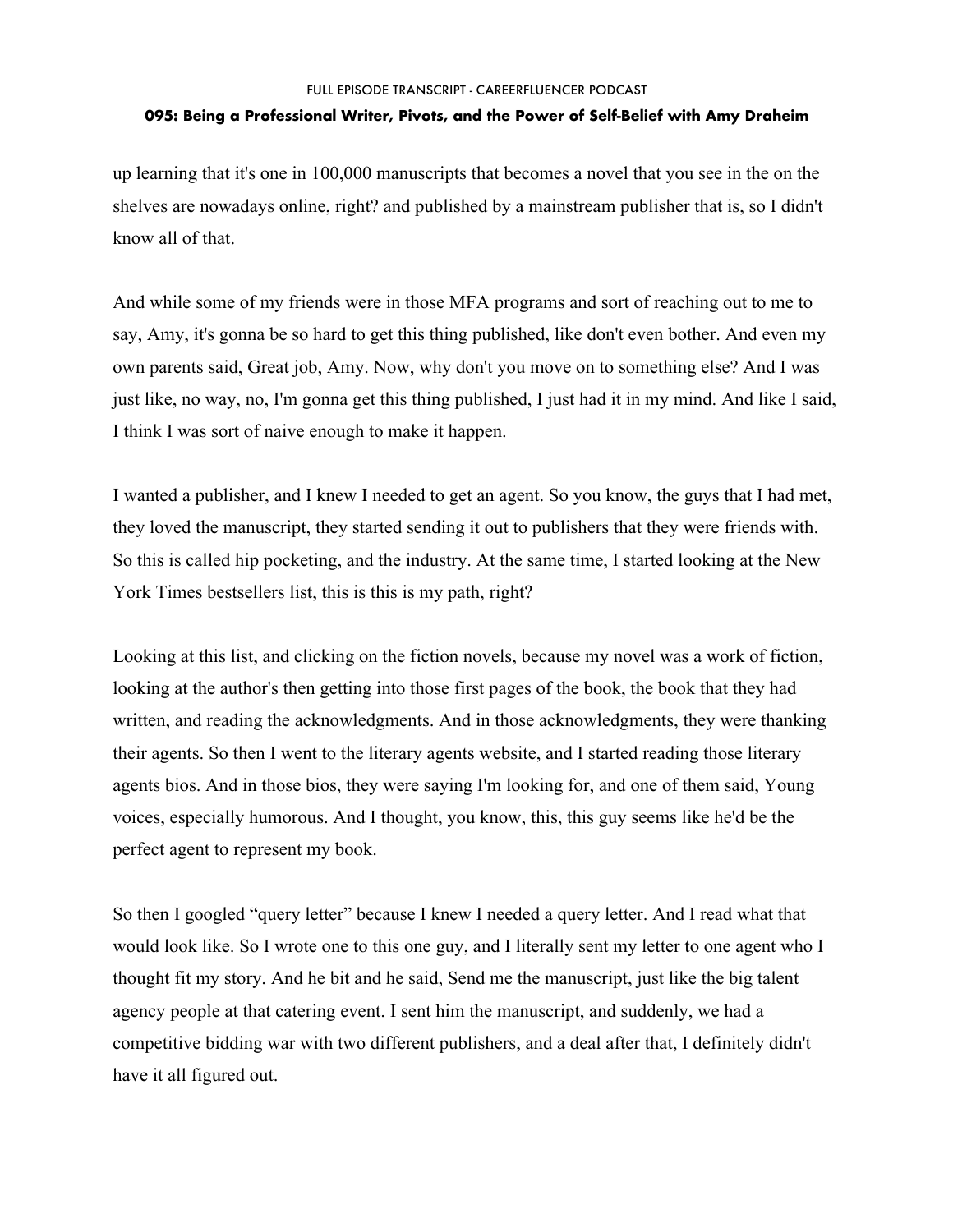up learning that it's one in 100,000 manuscripts that becomes a novel that you see in the on the shelves are nowadays online, right? and published by a mainstream publisher that is, so I didn't know all of that.

And while some of my friends were in those MFA programs and sort of reaching out to me to say, Amy, it's gonna be so hard to get this thing published, like don't even bother. And even my own parents said, Great job, Amy. Now, why don't you move on to something else? And I was just like, no way, no, I'm gonna get this thing published, I just had it in my mind. And like I said, I think I was sort of naive enough to make it happen.

I wanted a publisher, and I knew I needed to get an agent. So you know, the guys that I had met, they loved the manuscript, they started sending it out to publishers that they were friends with. So this is called hip pocketing, and the industry. At the same time, I started looking at the New York Times bestsellers list, this is this is my path, right?

Looking at this list, and clicking on the fiction novels, because my novel was a work of fiction, looking at the author's then getting into those first pages of the book, the book that they had written, and reading the acknowledgments. And in those acknowledgments, they were thanking their agents. So then I went to the literary agents website, and I started reading those literary agents bios. And in those bios, they were saying I'm looking for, and one of them said, Young voices, especially humorous. And I thought, you know, this, this guy seems like he'd be the perfect agent to represent my book.

So then I googled "query letter" because I knew I needed a query letter. And I read what that would look like. So I wrote one to this one guy, and I literally sent my letter to one agent who I thought fit my story. And he bit and he said, Send me the manuscript, just like the big talent agency people at that catering event. I sent him the manuscript, and suddenly, we had a competitive bidding war with two different publishers, and a deal after that, I definitely didn't have it all figured out.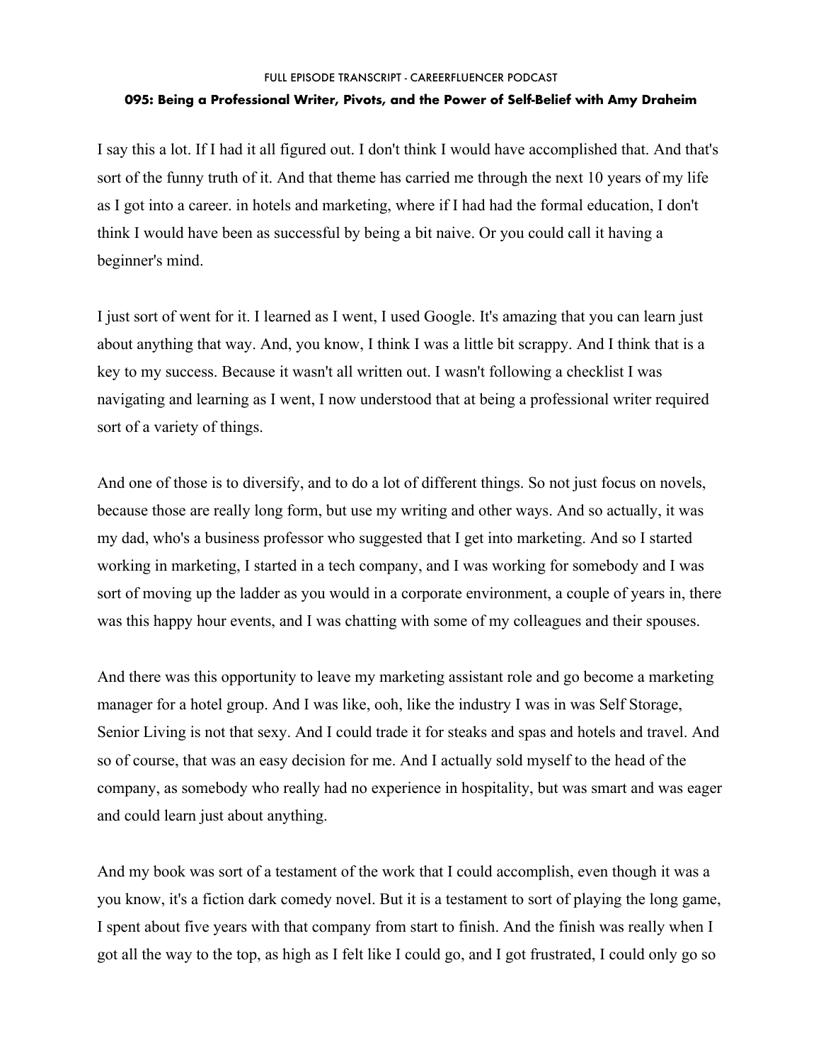I say this a lot. If I had it all figured out. I don't think I would have accomplished that. And that's sort of the funny truth of it. And that theme has carried me through the next 10 years of my life as I got into a career. in hotels and marketing, where if I had had the formal education, I don't think I would have been as successful by being a bit naive. Or you could call it having a beginner's mind.

I just sort of went for it. I learned as I went, I used Google. It's amazing that you can learn just about anything that way. And, you know, I think I was a little bit scrappy. And I think that is a key to my success. Because it wasn't all written out. I wasn't following a checklist I was navigating and learning as I went, I now understood that at being a professional writer required sort of a variety of things.

And one of those is to diversify, and to do a lot of different things. So not just focus on novels, because those are really long form, but use my writing and other ways. And so actually, it was my dad, who's a business professor who suggested that I get into marketing. And so I started working in marketing, I started in a tech company, and I was working for somebody and I was sort of moving up the ladder as you would in a corporate environment, a couple of years in, there was this happy hour events, and I was chatting with some of my colleagues and their spouses.

And there was this opportunity to leave my marketing assistant role and go become a marketing manager for a hotel group. And I was like, ooh, like the industry I was in was Self Storage, Senior Living is not that sexy. And I could trade it for steaks and spas and hotels and travel. And so of course, that was an easy decision for me. And I actually sold myself to the head of the company, as somebody who really had no experience in hospitality, but was smart and was eager and could learn just about anything.

And my book was sort of a testament of the work that I could accomplish, even though it was a you know, it's a fiction dark comedy novel. But it is a testament to sort of playing the long game, I spent about five years with that company from start to finish. And the finish was really when I got all the way to the top, as high as I felt like I could go, and I got frustrated, I could only go so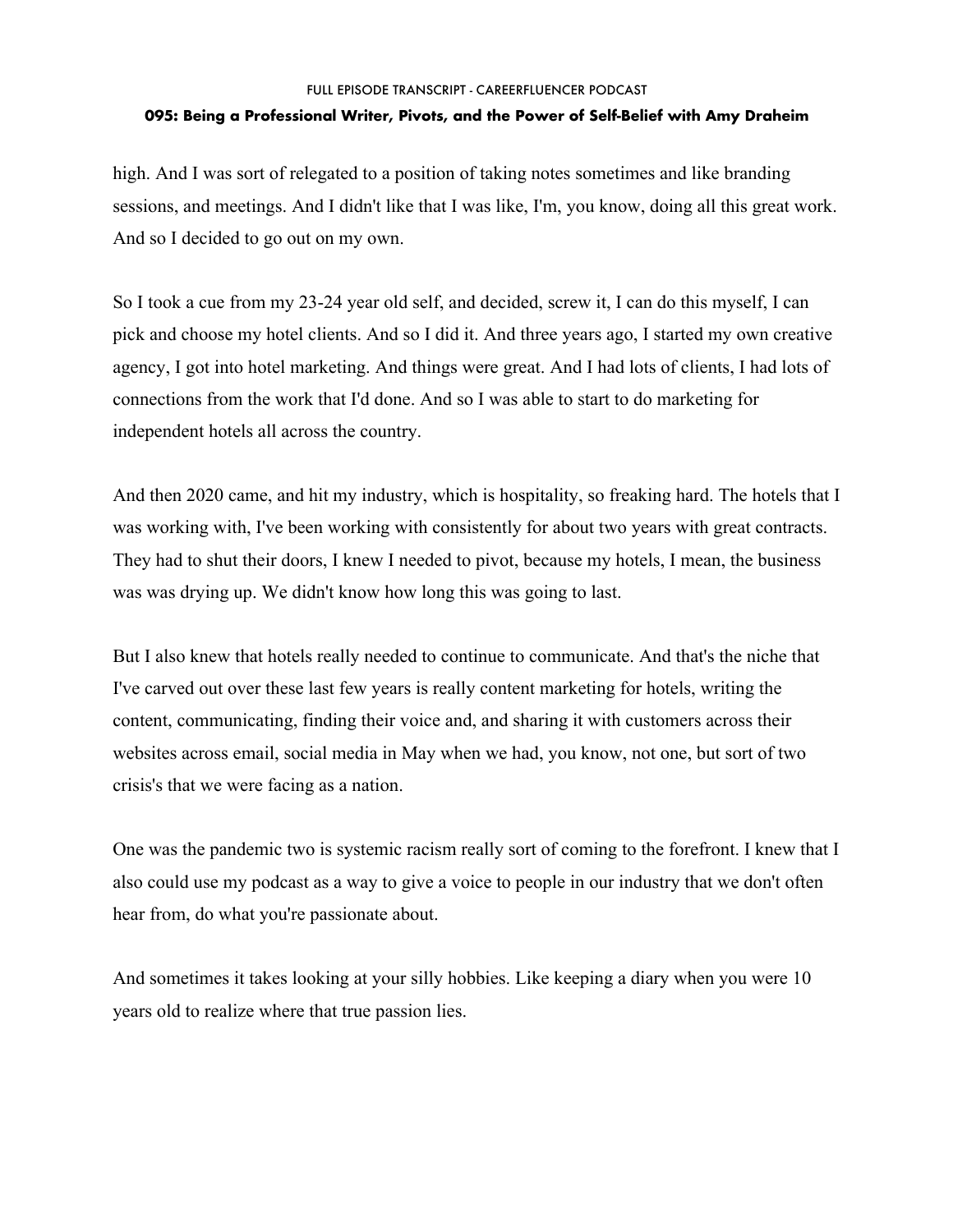high. And I was sort of relegated to a position of taking notes sometimes and like branding sessions, and meetings. And I didn't like that I was like, I'm, you know, doing all this great work. And so I decided to go out on my own.

So I took a cue from my 23-24 year old self, and decided, screw it, I can do this myself, I can pick and choose my hotel clients. And so I did it. And three years ago, I started my own creative agency, I got into hotel marketing. And things were great. And I had lots of clients, I had lots of connections from the work that I'd done. And so I was able to start to do marketing for independent hotels all across the country.

And then 2020 came, and hit my industry, which is hospitality, so freaking hard. The hotels that I was working with, I've been working with consistently for about two years with great contracts. They had to shut their doors, I knew I needed to pivot, because my hotels, I mean, the business was was drying up. We didn't know how long this was going to last.

But I also knew that hotels really needed to continue to communicate. And that's the niche that I've carved out over these last few years is really content marketing for hotels, writing the content, communicating, finding their voice and, and sharing it with customers across their websites across email, social media in May when we had, you know, not one, but sort of two crisis's that we were facing as a nation.

One was the pandemic two is systemic racism really sort of coming to the forefront. I knew that I also could use my podcast as a way to give a voice to people in our industry that we don't often hear from, do what you're passionate about.

And sometimes it takes looking at your silly hobbies. Like keeping a diary when you were 10 years old to realize where that true passion lies.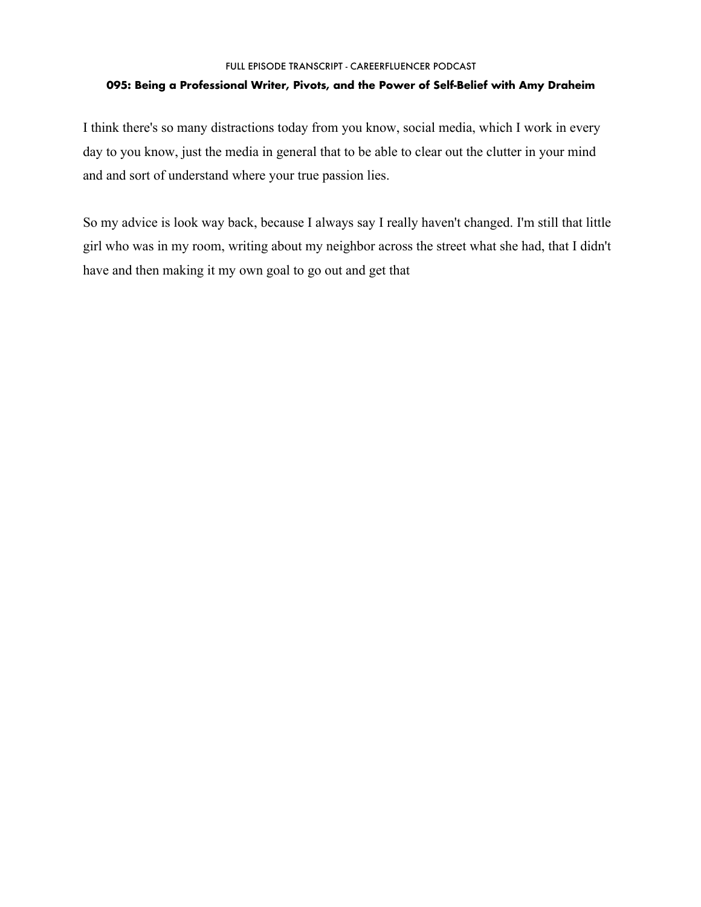I think there's so many distractions today from you know, social media, which I work in every day to you know, just the media in general that to be able to clear out the clutter in your mind and and sort of understand where your true passion lies.

So my advice is look way back, because I always say I really haven't changed. I'm still that little girl who was in my room, writing about my neighbor across the street what she had, that I didn't have and then making it my own goal to go out and get that